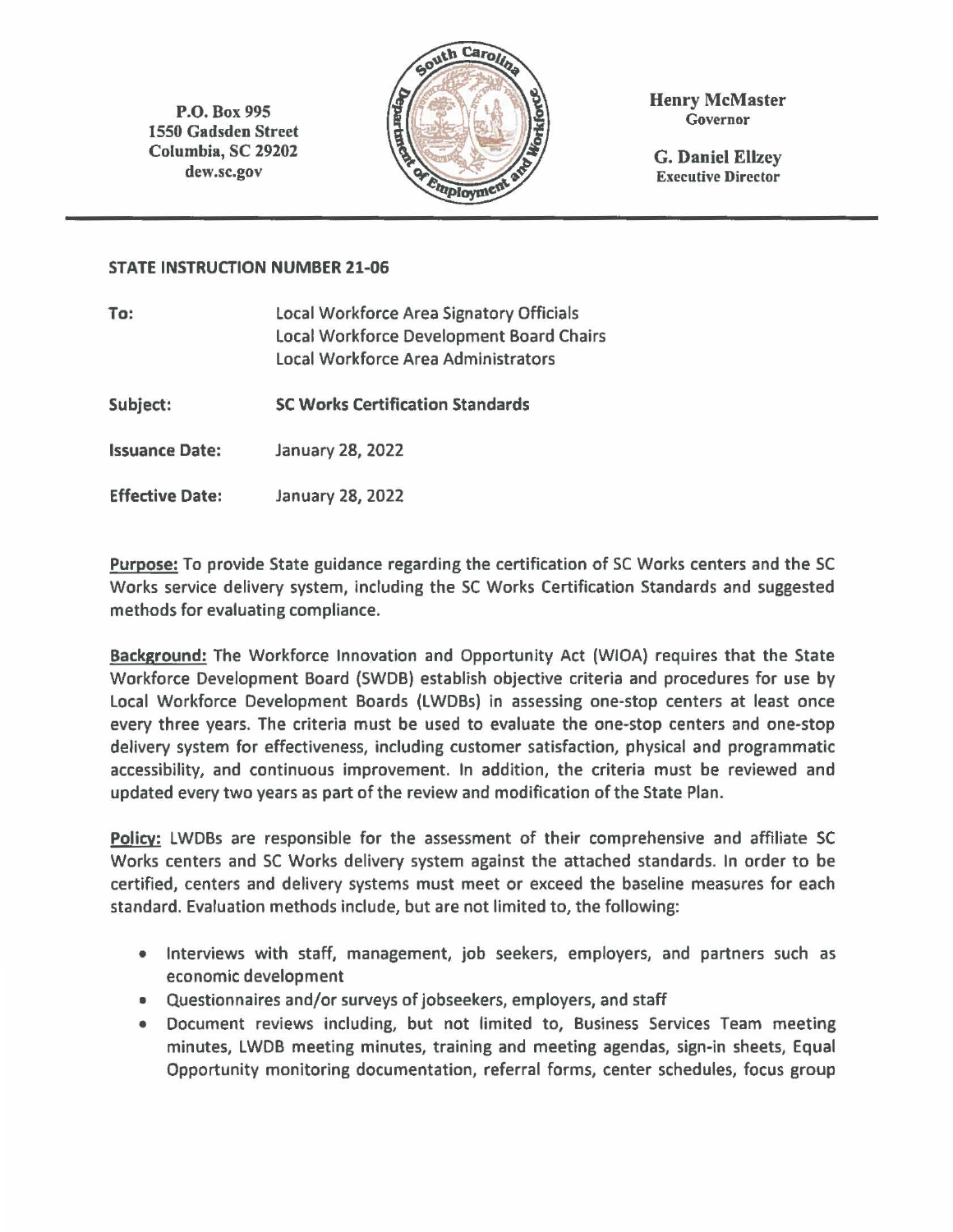P.O. Box 995
1550 Gadsden Street
Columbia, SC 29202
dew.sc.gov

Henry McMaster
Governor

G. Daniel Ellzey
Executive Director

**STATE INSTRUCTION NUMBER 21-06**

**To:** Local Workforce Area Signatory Officials
Local Workforce Development Board Chairs
Local Workforce Area Administrators

**Subject:** **SC Works Certification Standards**

**Issuance Date:** January 28, 2022

**Effective Date:** January 28, 2022

**Purpose:** To provide State guidance regarding the certification of SC Works centers and the SC Works service delivery system, including the SC Works Certification Standards and suggested methods for evaluating compliance.

**Background:** The Workforce Innovation and Opportunity Act (WIOA) requires that the State Workforce Development Board (SWDB) establish objective criteria and procedures for use by Local Workforce Development Boards (LWDBs) in assessing one-stop centers at least once every three years. The criteria must be used to evaluate the one-stop centers and one-stop delivery system for effectiveness, including customer satisfaction, physical and programmatic accessibility, and continuous improvement. In addition, the criteria must be reviewed and updated every two years as part of the review and modification of the State Plan.

**Policy:** LWDBs are responsible for the assessment of their comprehensive and affiliate SC Works centers and SC Works delivery system against the attached standards. In order to be certified, centers and delivery systems must meet or exceed the baseline measures for each standard. Evaluation methods include, but are not limited to, the following:

- Interviews with staff, management, job seekers, employers, and partners such as economic development
- Questionnaires and/or surveys of jobseekers, employers, and staff
- Document reviews including, but not limited to, Business Services Team meeting minutes, LWDB meeting minutes, training and meeting agendas, sign-in sheets, Equal Opportunity monitoring documentation, referral forms, center schedules, focus group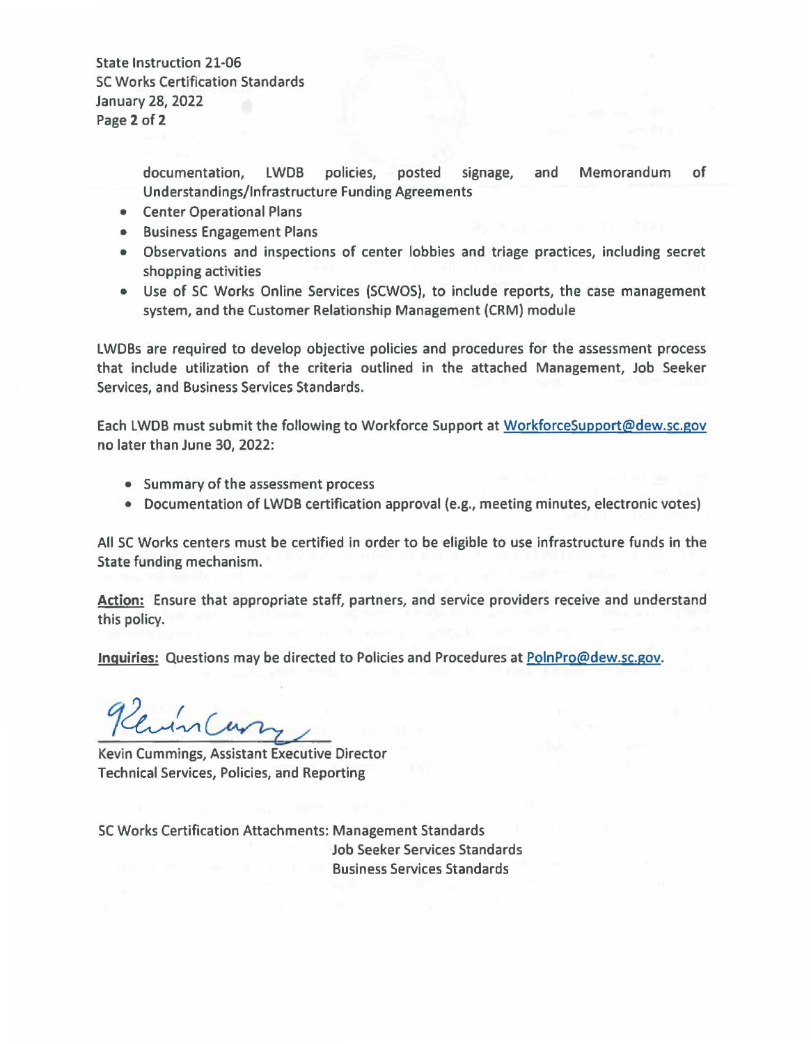documentation, LWDB policies, posted signage, and Memorandum of Understandings/Infrastructure Funding Agreements

- Center Operational Plans
- Business Engagement Plans
- Observations and inspections of center lobbies and triage practices, including secret shopping activities
- Use of SC Works Online Services (SCWOS), to include reports, the case management system, and the Customer Relationship Management (CRM) module

LWDBs are required to develop objective policies and procedures for the assessment process that include utilization of the criteria outlined in the attached Management, Job Seeker Services, and Business Services Standards.

Each LWDB must submit the following to Workforce Support at WorkforceSupport@dew.sc.gov no later than June 30, 2022:

- Summary of the assessment process
- Documentation of LWDB certification approval (e.g., meeting minutes, electronic votes)

All SC Works centers must be certified in order to be eligible to use infrastructure funds in the State funding mechanism.

**Action:** Ensure that appropriate staff, partners, and service providers receive and understand this policy.

**Inquiries:** Questions may be directed to Policies and Procedures at PolnPro@dew.sc.gov.

Kevin Cummings, Assistant Executive Director
Technical Services, Policies, and Reporting

SC Works Certification Attachments: Management Standards
Job Seeker Services Standards
Business Services Standards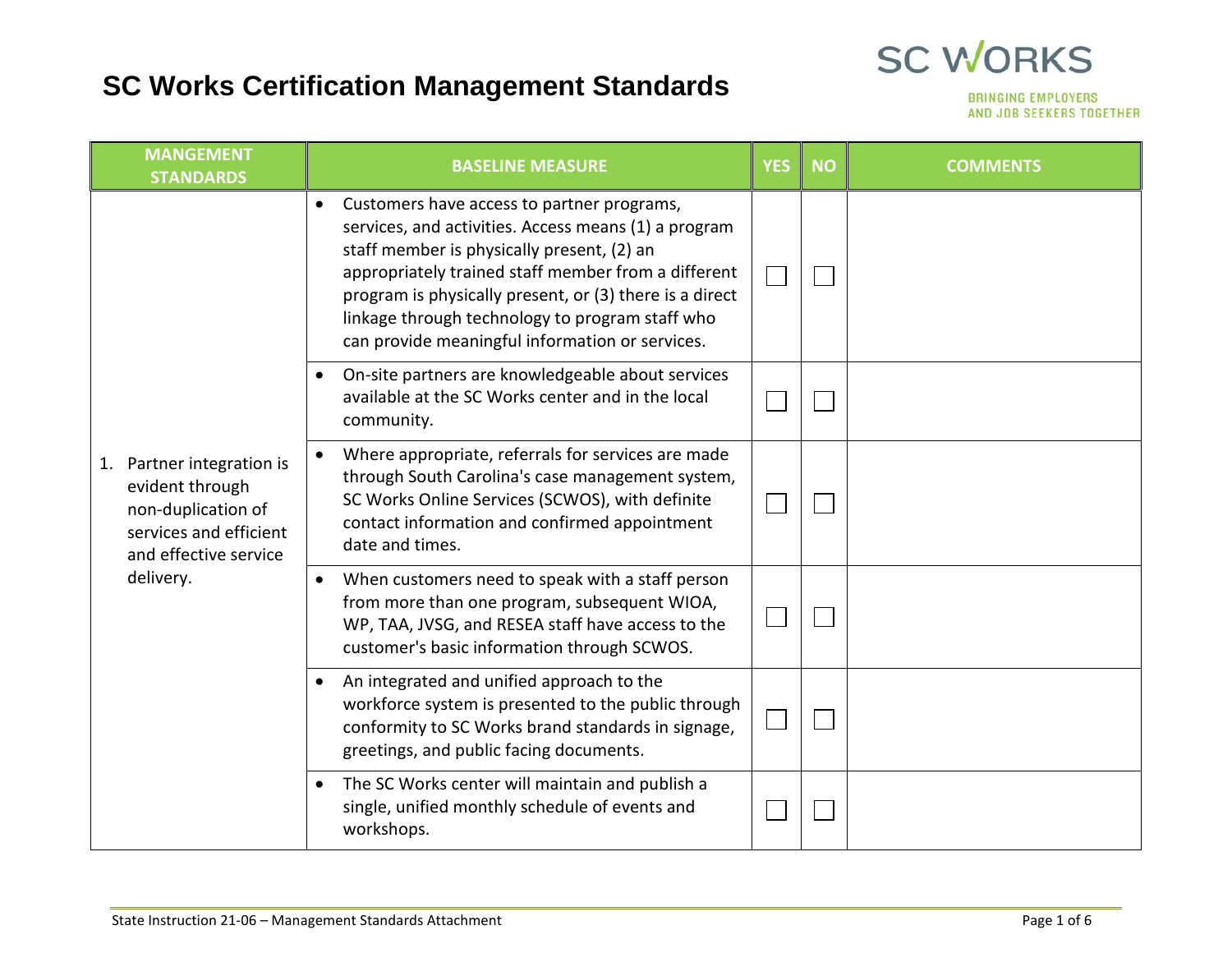# SC Works Certification Management Standards

SC WORKS
BRINGING EMPLOYERS AND JOB SEEKERS TOGETHER

| MANGEMENT STANDARDS | BASELINE MEASURE | YES | NO | COMMENTS |
| --- | --- | --- | --- | --- |
| 1. Partner integration is evident through non-duplication of services and efficient and effective service delivery. | • Customers have access to partner programs, services, and activities. Access means (1) a program staff member is physically present, (2) an appropriately trained staff member from a different program is physically present, or (3) there is a direct linkage through technology to program staff who can provide meaningful information or services. | ☐ | ☐ | |
| | • On-site partners are knowledgeable about services available at the SC Works center and in the local community. | ☐ | ☐ | |
| | • Where appropriate, referrals for services are made through South Carolina's case management system, SC Works Online Services (SCWOS), with definite contact information and confirmed appointment date and times. | ☐ | ☐ | |
| | • When customers need to speak with a staff person from more than one program, subsequent WIOA, WP, TAA, JVSG, and RESEA staff have access to the customer's basic information through SCWOS. | ☐ | ☐ | |
| | • An integrated and unified approach to the workforce system is presented to the public through conformity to SC Works brand standards in signage, greetings, and public facing documents. | ☐ | ☐ | |
| | • The SC Works center will maintain and publish a single, unified monthly schedule of events and workshops. | ☐ | ☐ | |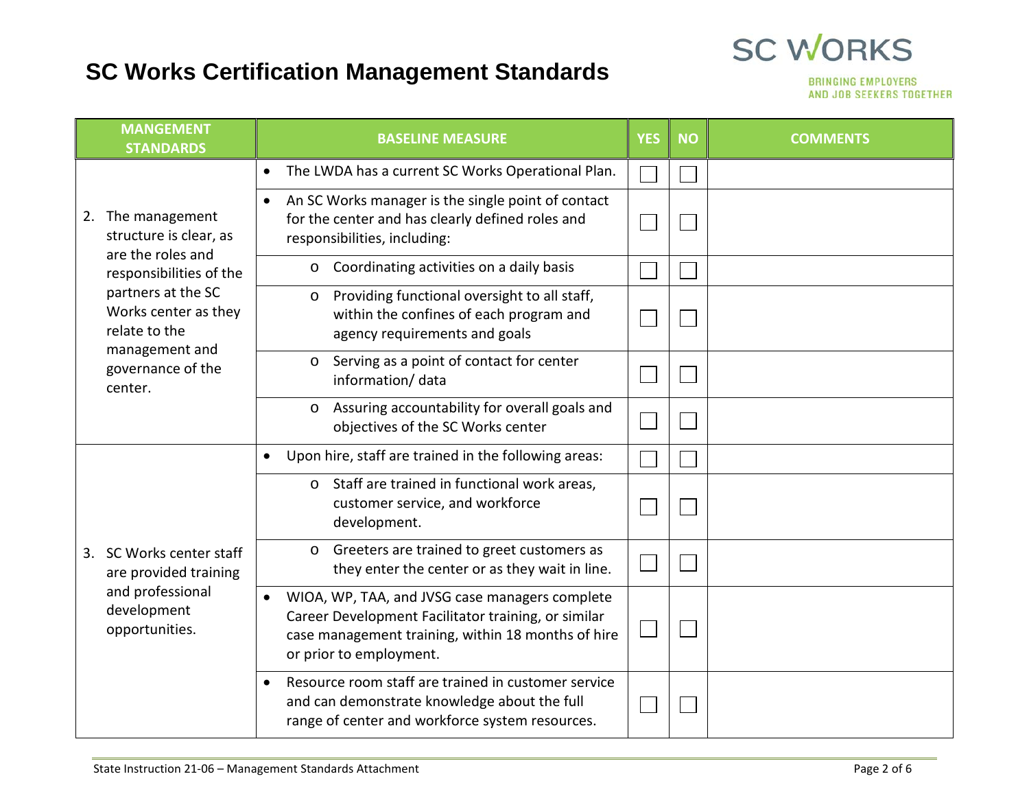# SC Works Certification Management Standards

SC WORKS
BRINGING EMPLOYERS AND JOB SEEKERS TOGETHER

| MANGEMENT STANDARDS | BASELINE MEASURE | YES | NO | COMMENTS |
|---|---|---|---|---|
| 2. The management structure is clear, as are the roles and responsibilities of the partners at the SC Works center as they relate to the management and governance of the center. | • The LWDA has a current SC Works Operational Plan. | ☐ | ☐ | |
| | • An SC Works manager is the single point of contact for the center and has clearly defined roles and responsibilities, including: | ☐ | ☐ | |
| | o Coordinating activities on a daily basis | ☐ | ☐ | |
| | o Providing functional oversight to all staff, within the confines of each program and agency requirements and goals | ☐ | ☐ | |
| | o Serving as a point of contact for center information/ data | ☐ | ☐ | |
| | o Assuring accountability for overall goals and objectives of the SC Works center | ☐ | ☐ | |
| 3. SC Works center staff are provided training and professional development opportunities. | • Upon hire, staff are trained in the following areas: | ☐ | ☐ | |
| | o Staff are trained in functional work areas, customer service, and workforce development. | ☐ | ☐ | |
| | o Greeters are trained to greet customers as they enter the center or as they wait in line. | ☐ | ☐ | |
| | • WIOA, WP, TAA, and JVSG case managers complete Career Development Facilitator training, or similar case management training, within 18 months of hire or prior to employment. | ☐ | ☐ | |
| | • Resource room staff are trained in customer service and can demonstrate knowledge about the full range of center and workforce system resources. | ☐ | ☐ | |

State Instruction 21-06 – Management Standards Attachment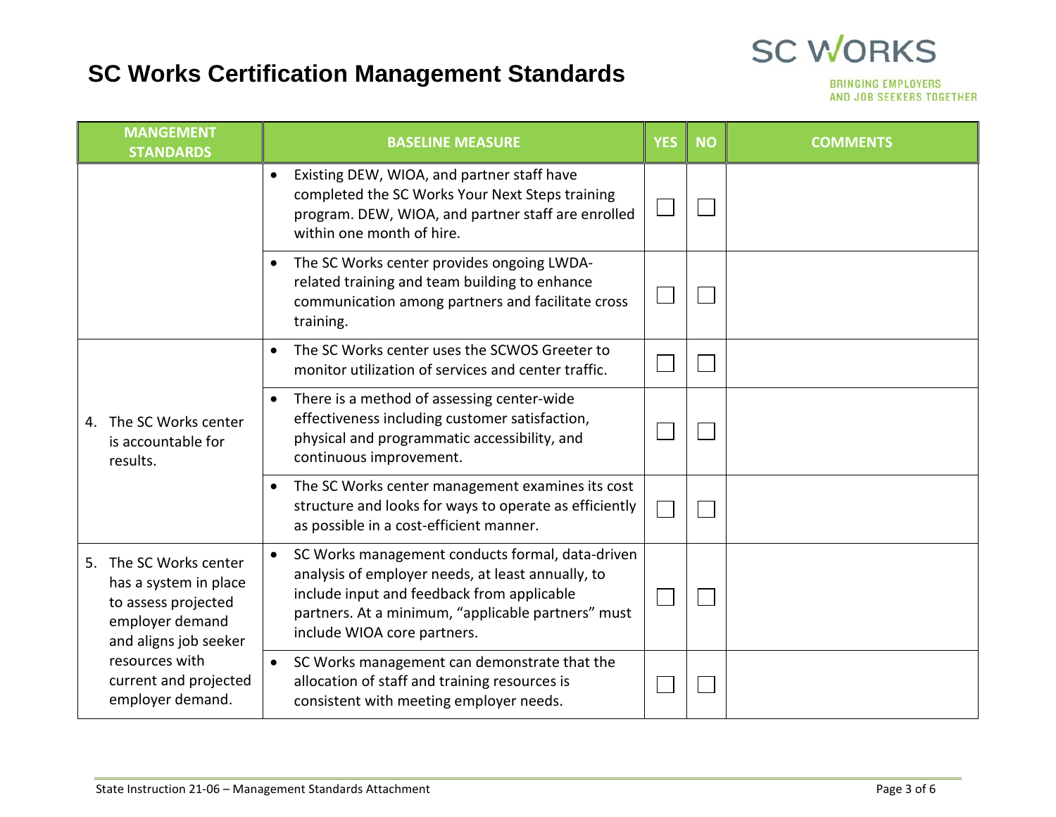# SC Works Certification Management Standards

SC WORKS
BRINGING EMPLOYERS AND JOB SEEKERS TOGETHER

| MANGEMENT STANDARDS | BASELINE MEASURE | YES | NO | COMMENTS |
|---|---|---|---|---|
| | • Existing DEW, WIOA, and partner staff have completed the SC Works Your Next Steps training program. DEW, WIOA, and partner staff are enrolled within one month of hire. | ☐ | ☐ | |
| | • The SC Works center provides ongoing LWDA-related training and team building to enhance communication among partners and facilitate cross training. | ☐ | ☐ | |
| 4. The SC Works center is accountable for results. | • The SC Works center uses the SCWOS Greeter to monitor utilization of services and center traffic. | ☐ | ☐ | |
| | • There is a method of assessing center-wide effectiveness including customer satisfaction, physical and programmatic accessibility, and continuous improvement. | ☐ | ☐ | |
| | • The SC Works center management examines its cost structure and looks for ways to operate as efficiently as possible in a cost-efficient manner. | ☐ | ☐ | |
| 5. The SC Works center has a system in place to assess projected employer demand and aligns job seeker resources with current and projected employer demand. | • SC Works management conducts formal, data-driven analysis of employer needs, at least annually, to include input and feedback from applicable partners. At a minimum, "applicable partners" must include WIOA core partners. | ☐ | ☐ | |
| | • SC Works management can demonstrate that the allocation of staff and training resources is consistent with meeting employer needs. | ☐ | ☐ | |

State Instruction 21-06 – Management Standards Attachment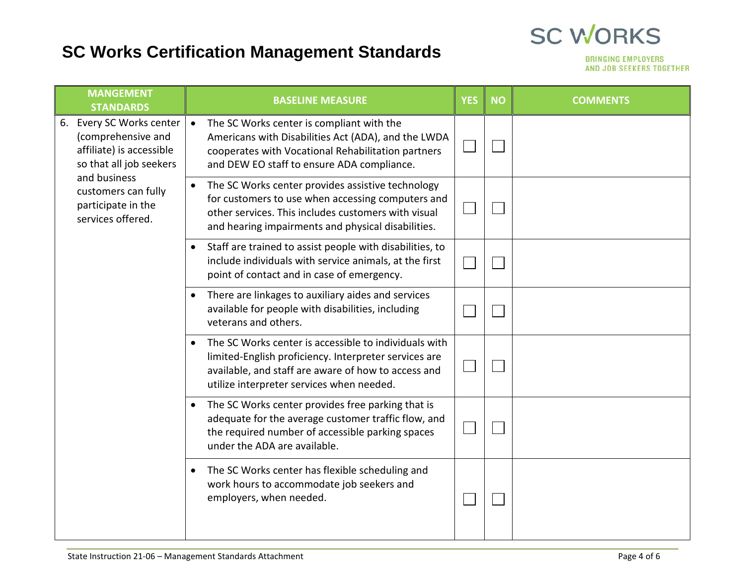# SC Works Certification Management Standards

SC WORKS

BRINGING EMPLOYERS AND JOB SEEKERS TOGETHER

| MANGEMENT STANDARDS | BASELINE MEASURE | YES | NO | COMMENTS |
|---|---|---|---|---|
| 6. Every SC Works center (comprehensive and affiliate) is accessible so that all job seekers and business customers can fully participate in the services offered. | • The SC Works center is compliant with the Americans with Disabilities Act (ADA), and the LWDA cooperates with Vocational Rehabilitation partners and DEW EO staff to ensure ADA compliance. | ☐ | ☐ | |
| | • The SC Works center provides assistive technology for customers to use when accessing computers and other services. This includes customers with visual and hearing impairments and physical disabilities. | ☐ | ☐ | |
| | • Staff are trained to assist people with disabilities, to include individuals with service animals, at the first point of contact and in case of emergency. | ☐ | ☐ | |
| | • There are linkages to auxiliary aides and services available for people with disabilities, including veterans and others. | ☐ | ☐ | |
| | • The SC Works center is accessible to individuals with limited-English proficiency. Interpreter services are available, and staff are aware of how to access and utilize interpreter services when needed. | ☐ | ☐ | |
| | • The SC Works center provides free parking that is adequate for the average customer traffic flow, and the required number of accessible parking spaces under the ADA are available. | ☐ | ☐ | |
| | • The SC Works center has flexible scheduling and work hours to accommodate job seekers and employers, when needed. | ☐ | ☐ | |

State Instruction 21-06 – Management Standards Attachment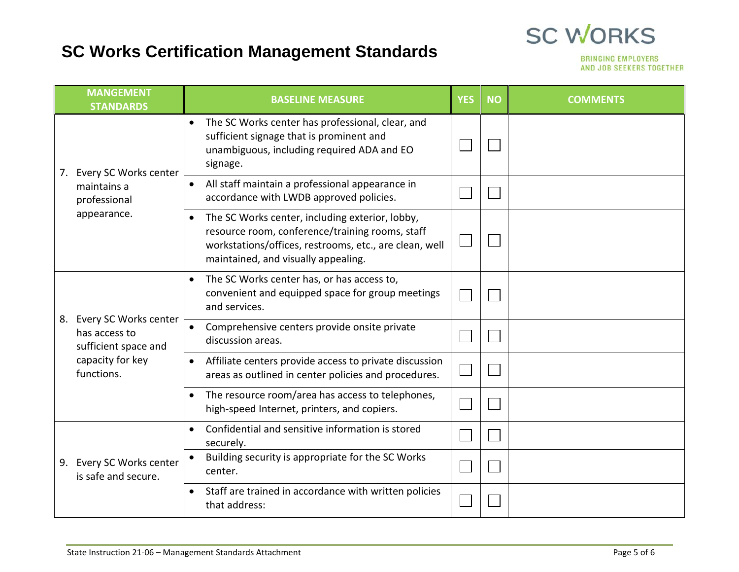# SC Works Certification Management Standards

SC WORKS
BRINGING EMPLOYERS AND JOB SEEKERS TOGETHER

| MANGEMENT STANDARDS | BASELINE MEASURE | YES | NO | COMMENTS |
|---|---|---|---|---|
| 7. Every SC Works center maintains a professional appearance. | • The SC Works center has professional, clear, and sufficient signage that is prominent and unambiguous, including required ADA and EO signage. | ☐ | ☐ | |
| | • All staff maintain a professional appearance in accordance with LWDB approved policies. | ☐ | ☐ | |
| | • The SC Works center, including exterior, lobby, resource room, conference/training rooms, staff workstations/offices, restrooms, etc., are clean, well maintained, and visually appealing. | ☐ | ☐ | |
| 8. Every SC Works center has access to sufficient space and capacity for key functions. | • The SC Works center has, or has access to, convenient and equipped space for group meetings and services. | ☐ | ☐ | |
| | • Comprehensive centers provide onsite private discussion areas. | ☐ | ☐ | |
| | • Affiliate centers provide access to private discussion areas as outlined in center policies and procedures. | ☐ | ☐ | |
| | • The resource room/area has access to telephones, high-speed Internet, printers, and copiers. | ☐ | ☐ | |
| 9. Every SC Works center is safe and secure. | • Confidential and sensitive information is stored securely. | ☐ | ☐ | |
| | • Building security is appropriate for the SC Works center. | ☐ | ☐ | |
| | • Staff are trained in accordance with written policies that address: | ☐ | ☐ | |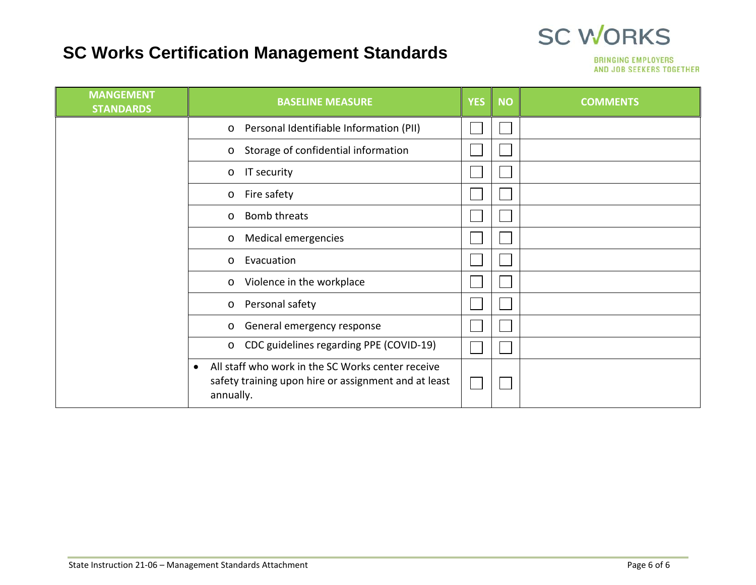# SC Works Certification Management Standards

| MANGEMENT STANDARDS | BASELINE MEASURE | YES | NO | COMMENTS |
|---|---|---|---|---|
| | o Personal Identifiable Information (PII) | ☐ | ☐ | |
| | o Storage of confidential information | ☐ | ☐ | |
| | o IT security | ☐ | ☐ | |
| | o Fire safety | ☐ | ☐ | |
| | o Bomb threats | ☐ | ☐ | |
| | o Medical emergencies | ☐ | ☐ | |
| | o Evacuation | ☐ | ☐ | |
| | o Violence in the workplace | ☐ | ☐ | |
| | o Personal safety | ☐ | ☐ | |
| | o General emergency response | ☐ | ☐ | |
| | o CDC guidelines regarding PPE (COVID-19) | ☐ | ☐ | |
| | • All staff who work in the SC Works center receive safety training upon hire or assignment and at least annually. | ☐ | ☐ | |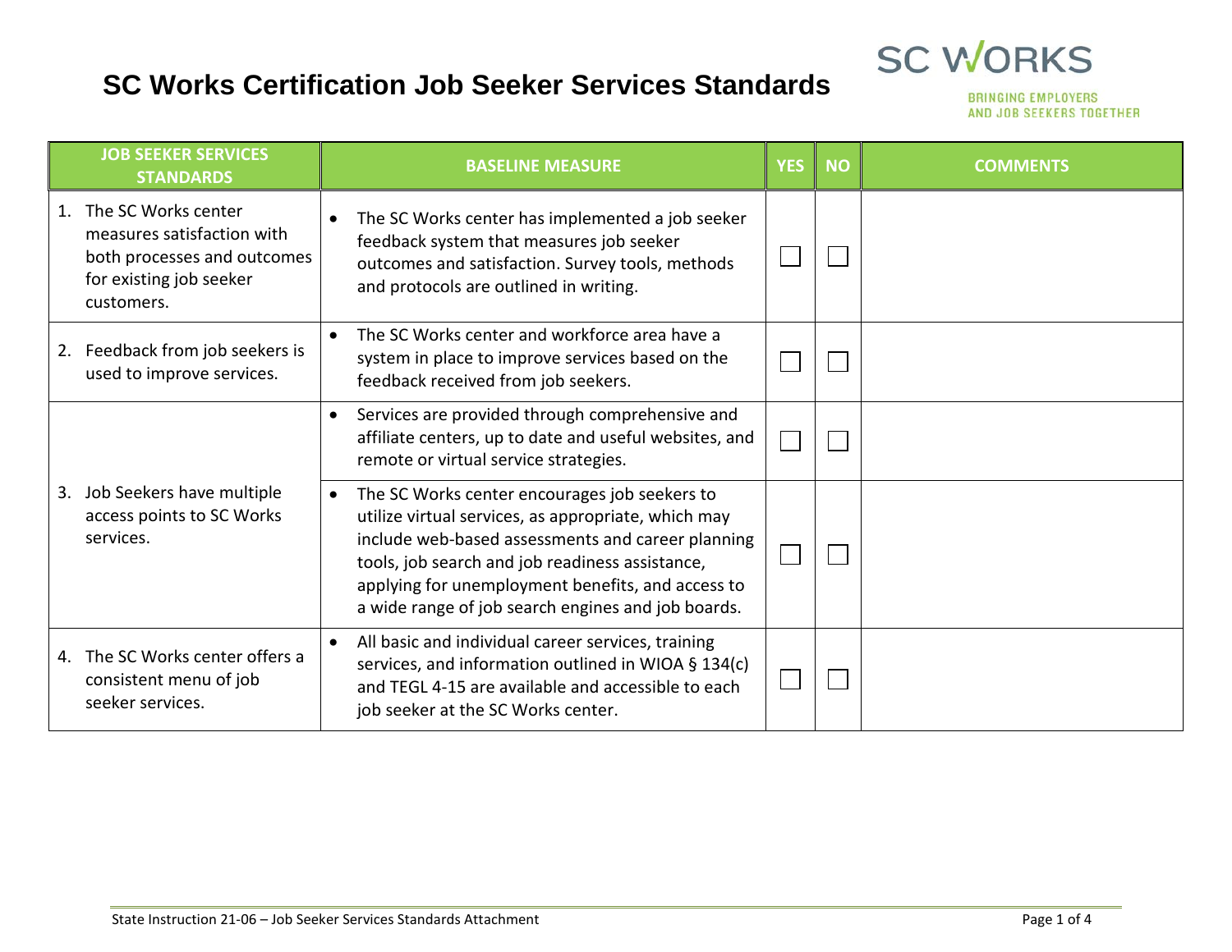# SC Works Certification Job Seeker Services Standards

SC WORKS
BRINGING EMPLOYERS AND JOB SEEKERS TOGETHER

| JOB SEEKER SERVICES STANDARDS | BASELINE MEASURE | YES | NO | COMMENTS |
|---|---|---|---|---|
| 1. The SC Works center measures satisfaction with both processes and outcomes for existing job seeker customers. | • The SC Works center has implemented a job seeker feedback system that measures job seeker outcomes and satisfaction. Survey tools, methods and protocols are outlined in writing. | ☐ | ☐ | |
| 2. Feedback from job seekers is used to improve services. | • The SC Works center and workforce area have a system in place to improve services based on the feedback received from job seekers. | ☐ | ☐ | |
| 3. Job Seekers have multiple access points to SC Works services. | • Services are provided through comprehensive and affiliate centers, up to date and useful websites, and remote or virtual service strategies. | ☐ | ☐ | |
| | • The SC Works center encourages job seekers to utilize virtual services, as appropriate, which may include web-based assessments and career planning tools, job search and job readiness assistance, applying for unemployment benefits, and access to a wide range of job search engines and job boards. | ☐ | ☐ | |
| 4. The SC Works center offers a consistent menu of job seeker services. | • All basic and individual career services, training services, and information outlined in WIOA § 134(c) and TEGL 4-15 are available and accessible to each job seeker at the SC Works center. | ☐ | ☐ | |

State Instruction 21-06 – Job Seeker Services Standards Attachment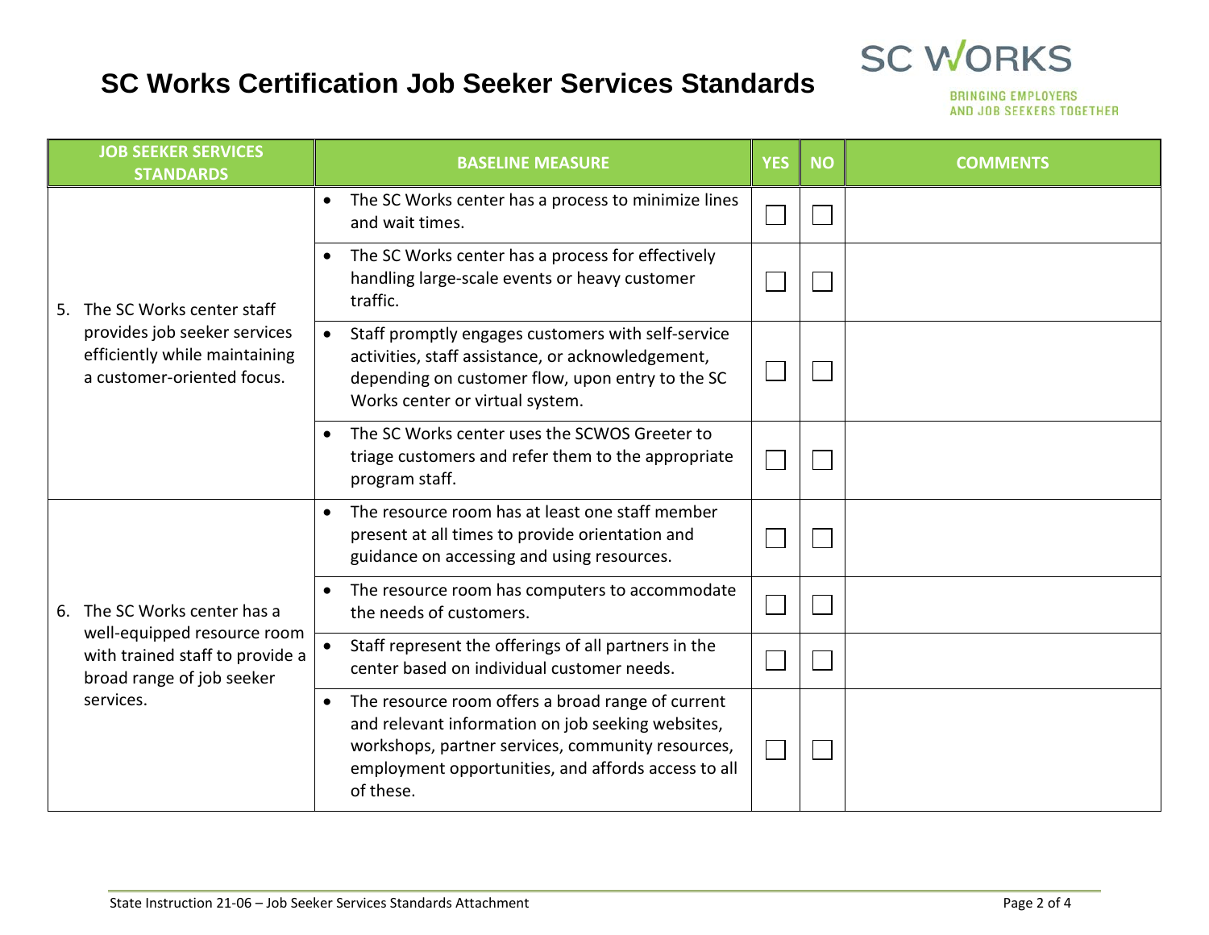# SC Works Certification Job Seeker Services Standards

SC WORKS

BRINGING EMPLOYERS AND JOB SEEKERS TOGETHER

| JOB SEEKER SERVICES STANDARDS | BASELINE MEASURE | YES | NO | COMMENTS |
|---|---|---|---|---|
| 5. The SC Works center staff provides job seeker services efficiently while maintaining a customer-oriented focus. | • The SC Works center has a process to minimize lines and wait times. | ☐ | ☐ | |
| | • The SC Works center has a process for effectively handling large-scale events or heavy customer traffic. | ☐ | ☐ | |
| | • Staff promptly engages customers with self-service activities, staff assistance, or acknowledgement, depending on customer flow, upon entry to the SC Works center or virtual system. | ☐ | ☐ | |
| | • The SC Works center uses the SCWOS Greeter to triage customers and refer them to the appropriate program staff. | ☐ | ☐ | |
| 6. The SC Works center has a well-equipped resource room with trained staff to provide a broad range of job seeker services. | • The resource room has at least one staff member present at all times to provide orientation and guidance on accessing and using resources. | ☐ | ☐ | |
| | • The resource room has computers to accommodate the needs of customers. | ☐ | ☐ | |
| | • Staff represent the offerings of all partners in the center based on individual customer needs. | ☐ | ☐ | |
| | • The resource room offers a broad range of current and relevant information on job seeking websites, workshops, partner services, community resources, employment opportunities, and affords access to all of these. | ☐ | ☐ | |

State Instruction 21-06 – Job Seeker Services Standards Attachment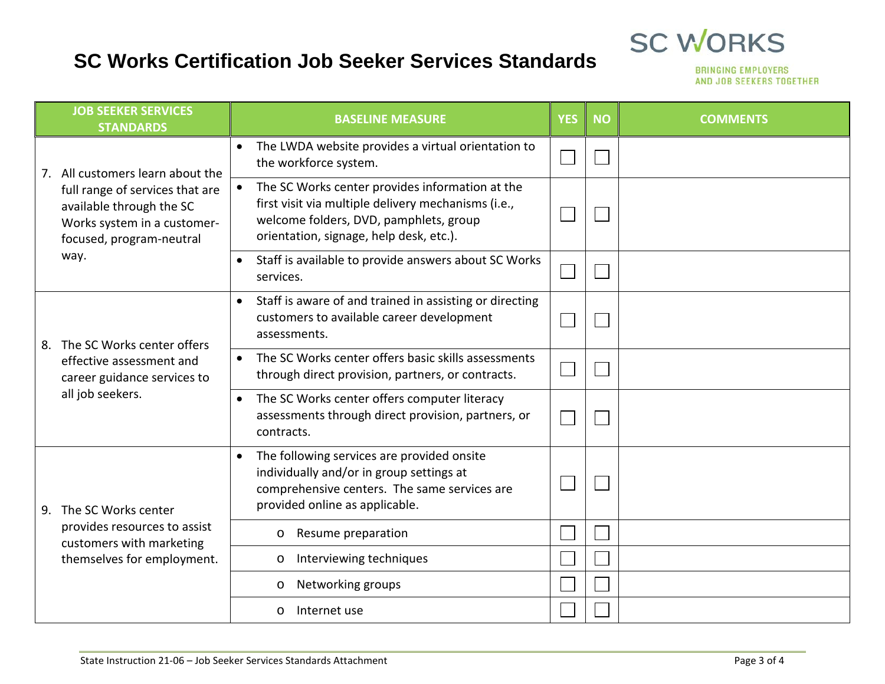# SC Works Certification Job Seeker Services Standards

SC WORKS
BRINGING EMPLOYERS AND JOB SEEKERS TOGETHER

| JOB SEEKER SERVICES STANDARDS | BASELINE MEASURE | YES | NO | COMMENTS |
|---|---|---|---|---|
| 7. All customers learn about the full range of services that are available through the SC Works system in a customer-focused, program-neutral way. | • The LWDA website provides a virtual orientation to the workforce system. | ☐ | ☐ | |
| | • The SC Works center provides information at the first visit via multiple delivery mechanisms (i.e., welcome folders, DVD, pamphlets, group orientation, signage, help desk, etc.). | ☐ | ☐ | |
| | • Staff is available to provide answers about SC Works services. | ☐ | ☐ | |
| 8. The SC Works center offers effective assessment and career guidance services to all job seekers. | • Staff is aware of and trained in assisting or directing customers to available career development assessments. | ☐ | ☐ | |
| | • The SC Works center offers basic skills assessments through direct provision, partners, or contracts. | ☐ | ☐ | |
| | • The SC Works center offers computer literacy assessments through direct provision, partners, or contracts. | ☐ | ☐ | |
| 9. The SC Works center provides resources to assist customers with marketing themselves for employment. | • The following services are provided onsite individually and/or in group settings at comprehensive centers. The same services are provided online as applicable. | ☐ | ☐ | |
| | o Resume preparation | ☐ | ☐ | |
| | o Interviewing techniques | ☐ | ☐ | |
| | o Networking groups | ☐ | ☐ | |
| | o Internet use | ☐ | ☐ | |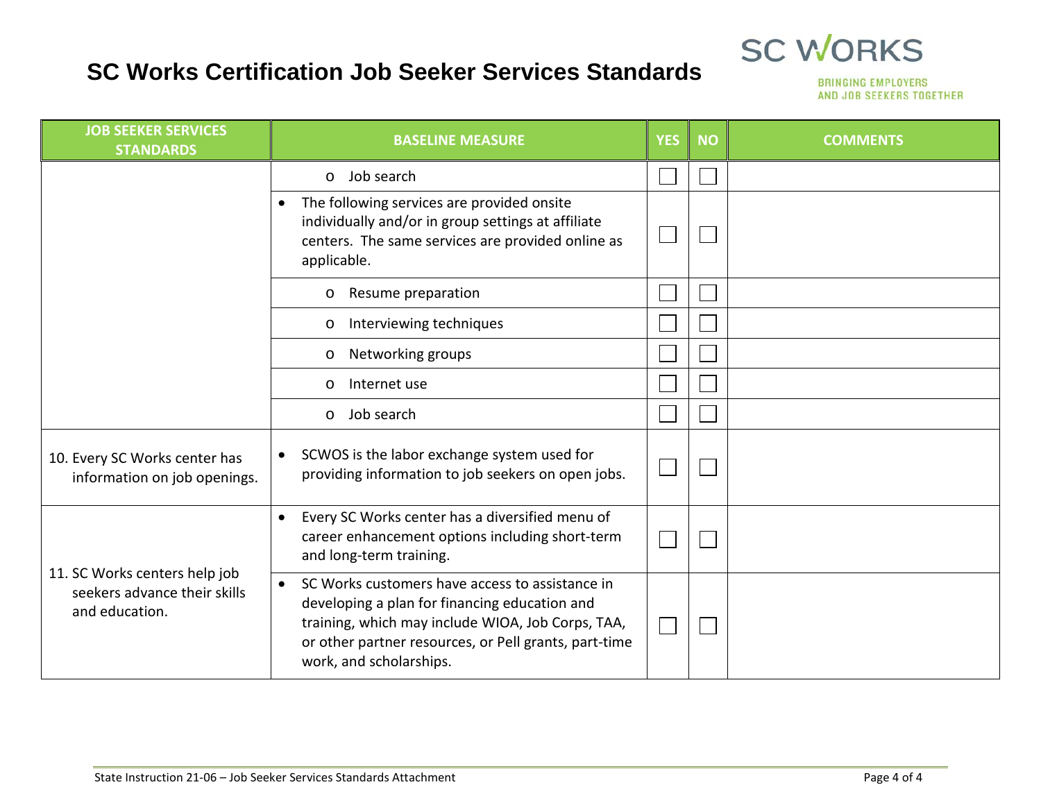# SC Works Certification Job Seeker Services Standards

SC WORKS
BRINGING EMPLOYERS AND JOB SEEKERS TOGETHER

| JOB SEEKER SERVICES STANDARDS | BASELINE MEASURE | YES | NO | COMMENTS |
|---|---|---|---|---|
| | o Job search | ☐ | ☐ | |
| | • The following services are provided onsite individually and/or in group settings at affiliate centers. The same services are provided online as applicable. | ☐ | ☐ | |
| | o Resume preparation | ☐ | ☐ | |
| | o Interviewing techniques | ☐ | ☐ | |
| | o Networking groups | ☐ | ☐ | |
| | o Internet use | ☐ | ☐ | |
| | o Job search | ☐ | ☐ | |
| 10. Every SC Works center has information on job openings. | • SCWOS is the labor exchange system used for providing information to job seekers on open jobs. | ☐ | ☐ | |
| 11. SC Works centers help job seekers advance their skills and education. | • Every SC Works center has a diversified menu of career enhancement options including short-term and long-term training. | ☐ | ☐ | |
| | • SC Works customers have access to assistance in developing a plan for financing education and training, which may include WIOA, Job Corps, TAA, or other partner resources, or Pell grants, part-time work, and scholarships. | ☐ | ☐ | |

State Instruction 21-06 – Job Seeker Services Standards Attachment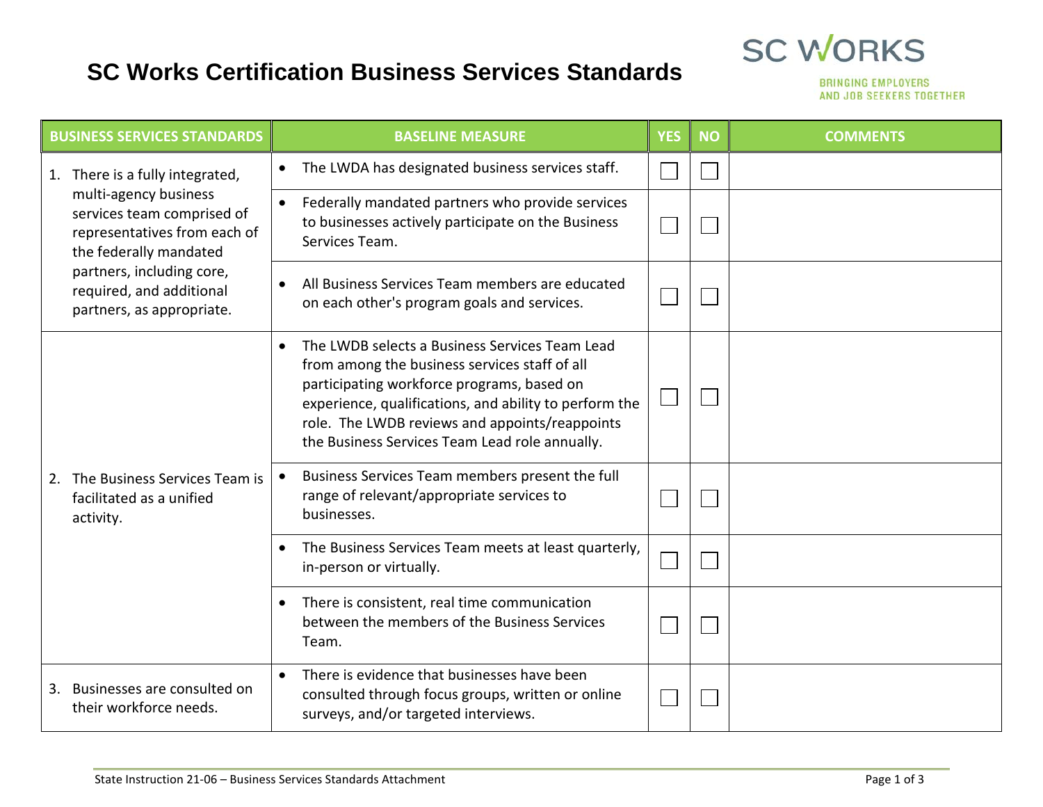# SC Works Certification Business Services Standards

SC WORKS

BRINGING EMPLOYERS AND JOB SEEKERS TOGETHER

| BUSINESS SERVICES STANDARDS | BASELINE MEASURE | YES | NO | COMMENTS |
|---|---|---|---|---|
| 1. There is a fully integrated, multi-agency business services team comprised of representatives from each of the federally mandated partners, including core, required, and additional partners, as appropriate. | • The LWDA has designated business services staff. | ☐ | ☐ | |
| | • Federally mandated partners who provide services to businesses actively participate on the Business Services Team. | ☐ | ☐ | |
| | • All Business Services Team members are educated on each other's program goals and services. | ☐ | ☐ | |
| 2. The Business Services Team is facilitated as a unified activity. | • The LWDB selects a Business Services Team Lead from among the business services staff of all participating workforce programs, based on experience, qualifications, and ability to perform the role. The LWDB reviews and appoints/reappoints the Business Services Team Lead role annually. | ☐ | ☐ | |
| | • Business Services Team members present the full range of relevant/appropriate services to businesses. | ☐ | ☐ | |
| | • The Business Services Team meets at least quarterly, in-person or virtually. | ☐ | ☐ | |
| | • There is consistent, real time communication between the members of the Business Services Team. | ☐ | ☐ | |
| 3. Businesses are consulted on their workforce needs. | • There is evidence that businesses have been consulted through focus groups, written or online surveys, and/or targeted interviews. | ☐ | ☐ | |

State Instruction 21-06 – Business Services Standards Attachment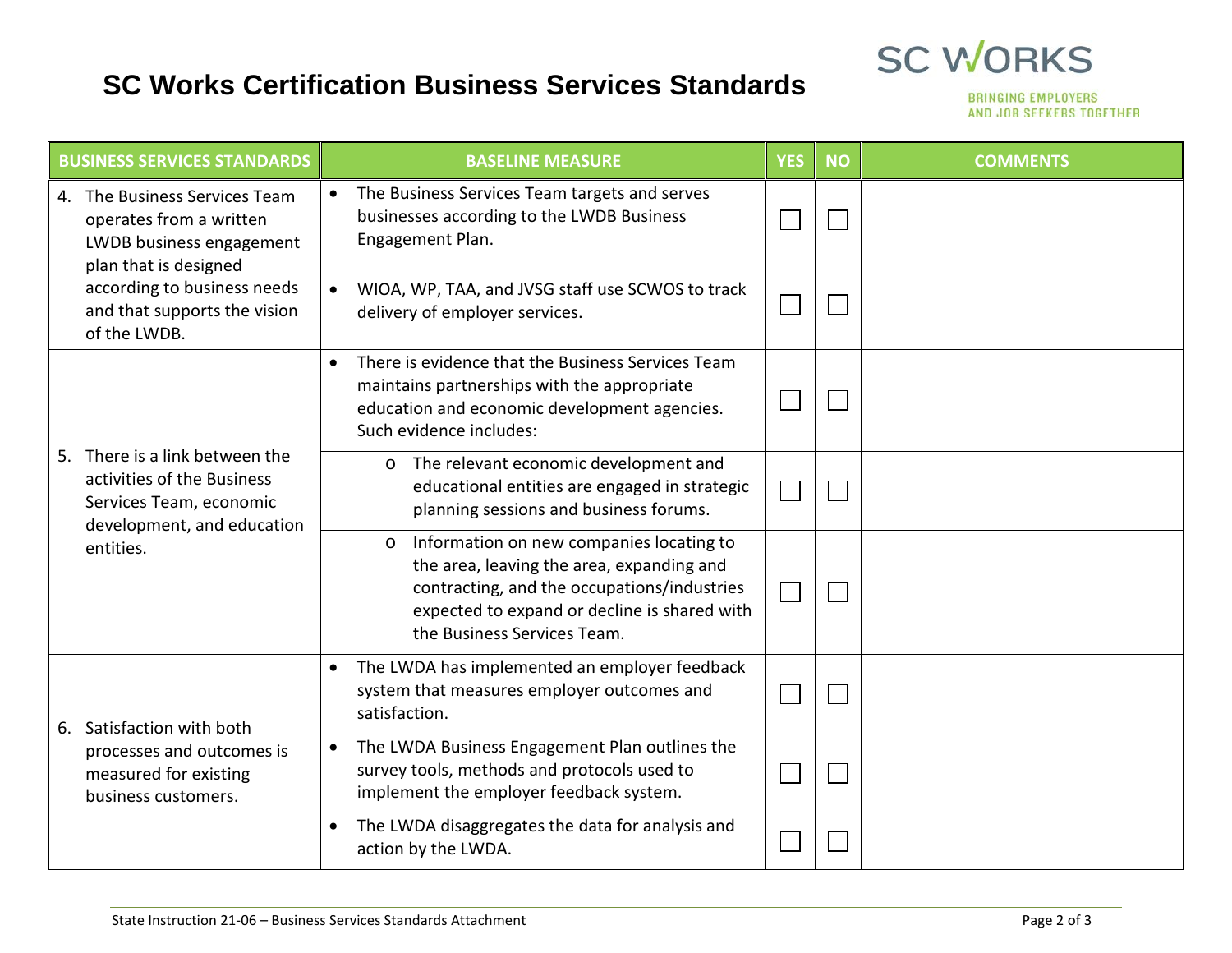# SC Works Certification Business Services Standards

SC WORKS
BRINGING EMPLOYERS AND JOB SEEKERS TOGETHER

| BUSINESS SERVICES STANDARDS | BASELINE MEASURE | YES | NO | COMMENTS |
|---|---|---|---|---|
| 4. The Business Services Team operates from a written LWDB business engagement plan that is designed according to business needs and that supports the vision of the LWDB. | • The Business Services Team targets and serves businesses according to the LWDB Business Engagement Plan. | ☐ | ☐ | |
| | • WIOA, WP, TAA, and JVSG staff use SCWOS to track delivery of employer services. | ☐ | ☐ | |
| 5. There is a link between the activities of the Business Services Team, economic development, and education entities. | • There is evidence that the Business Services Team maintains partnerships with the appropriate education and economic development agencies. Such evidence includes: | ☐ | ☐ | |
| | o The relevant economic development and educational entities are engaged in strategic planning sessions and business forums. | ☐ | ☐ | |
| | o Information on new companies locating to the area, leaving the area, expanding and contracting, and the occupations/industries expected to expand or decline is shared with the Business Services Team. | ☐ | ☐ | |
| 6. Satisfaction with both processes and outcomes is measured for existing business customers. | • The LWDA has implemented an employer feedback system that measures employer outcomes and satisfaction. | ☐ | ☐ | |
| | • The LWDA Business Engagement Plan outlines the survey tools, methods and protocols used to implement the employer feedback system. | ☐ | ☐ | |
| | • The LWDA disaggregates the data for analysis and action by the LWDA. | ☐ | ☐ | |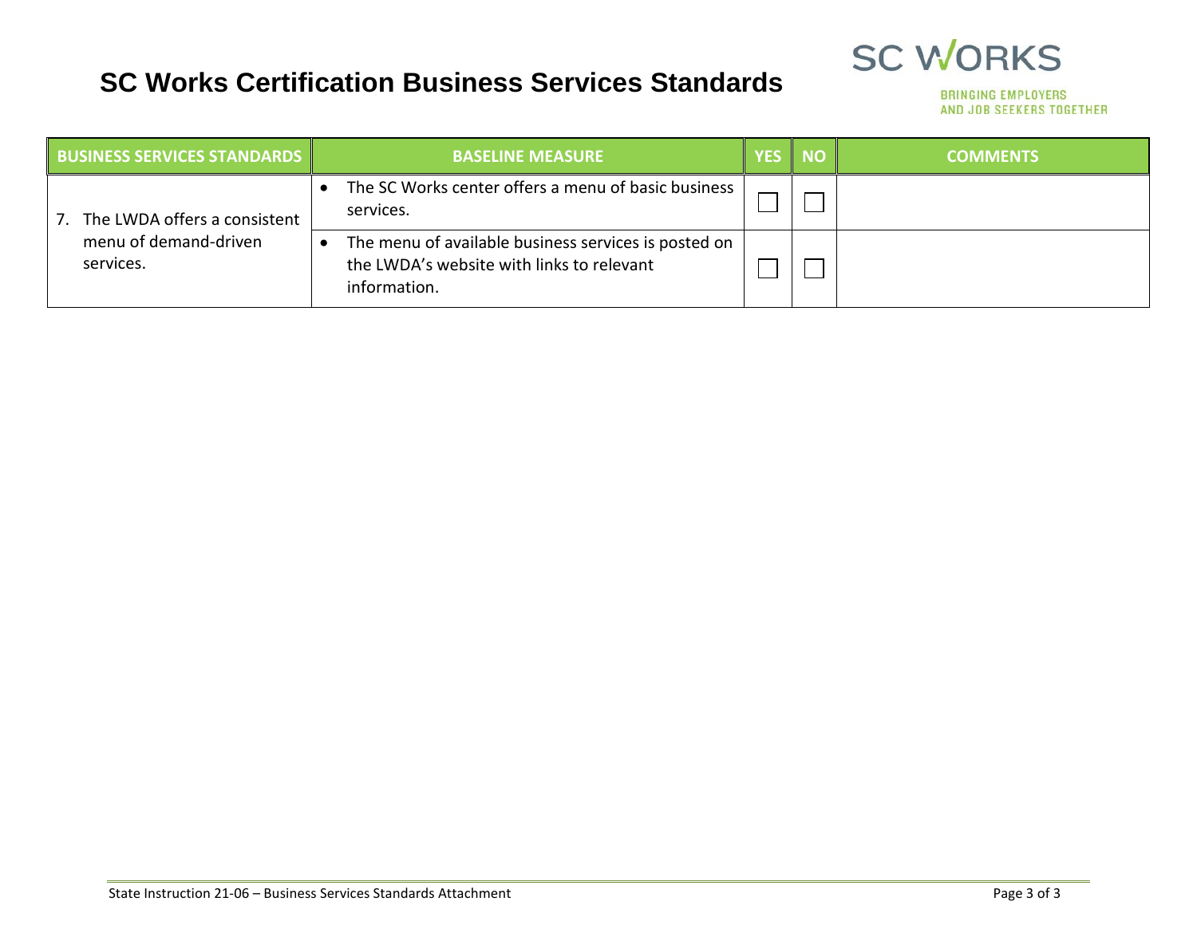# SC Works Certification Business Services Standards

| BUSINESS SERVICES STANDARDS | BASELINE MEASURE | YES | NO | COMMENTS |
|---|---|---|---|---|
| 7. The LWDA offers a consistent menu of demand-driven services. | • The SC Works center offers a menu of basic business services. | ☐ | ☐ | |
| | • The menu of available business services is posted on the LWDA's website with links to relevant information. | ☐ | ☐ | |